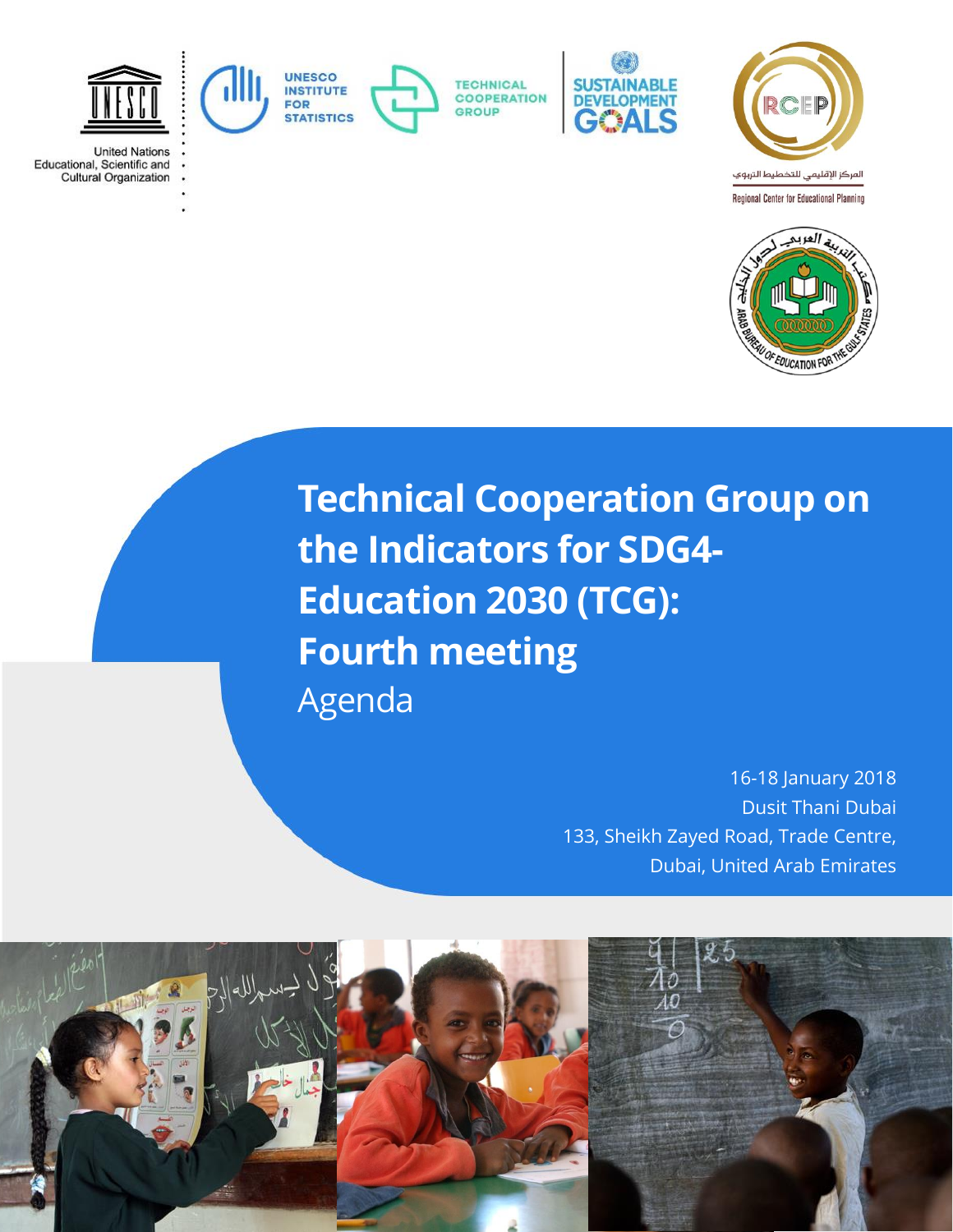United Nations
Educational, Scientific and
Cultural Organization

UNESCO INSTITUTE FOR STATISTICS

TECHNICAL COOPERATION GROUP

SUSTAINABLE DEVELOPMENT GOALS

المركز الإقليمي للتخطيط التربوي
Regional Center for Educational Planning

مكتب التربية العربي لدول الخليج
ARAB BUREAU OF EDUCATION FOR THE GULF STATES

# Technical Cooperation Group on the Indicators for SDG4-Education 2030 (TCG): Fourth meeting

## Agenda

16-18 January 2018
Dusit Thani Dubai
133, Sheikh Zayed Road, Trade Centre,
Dubai, United Arab Emirates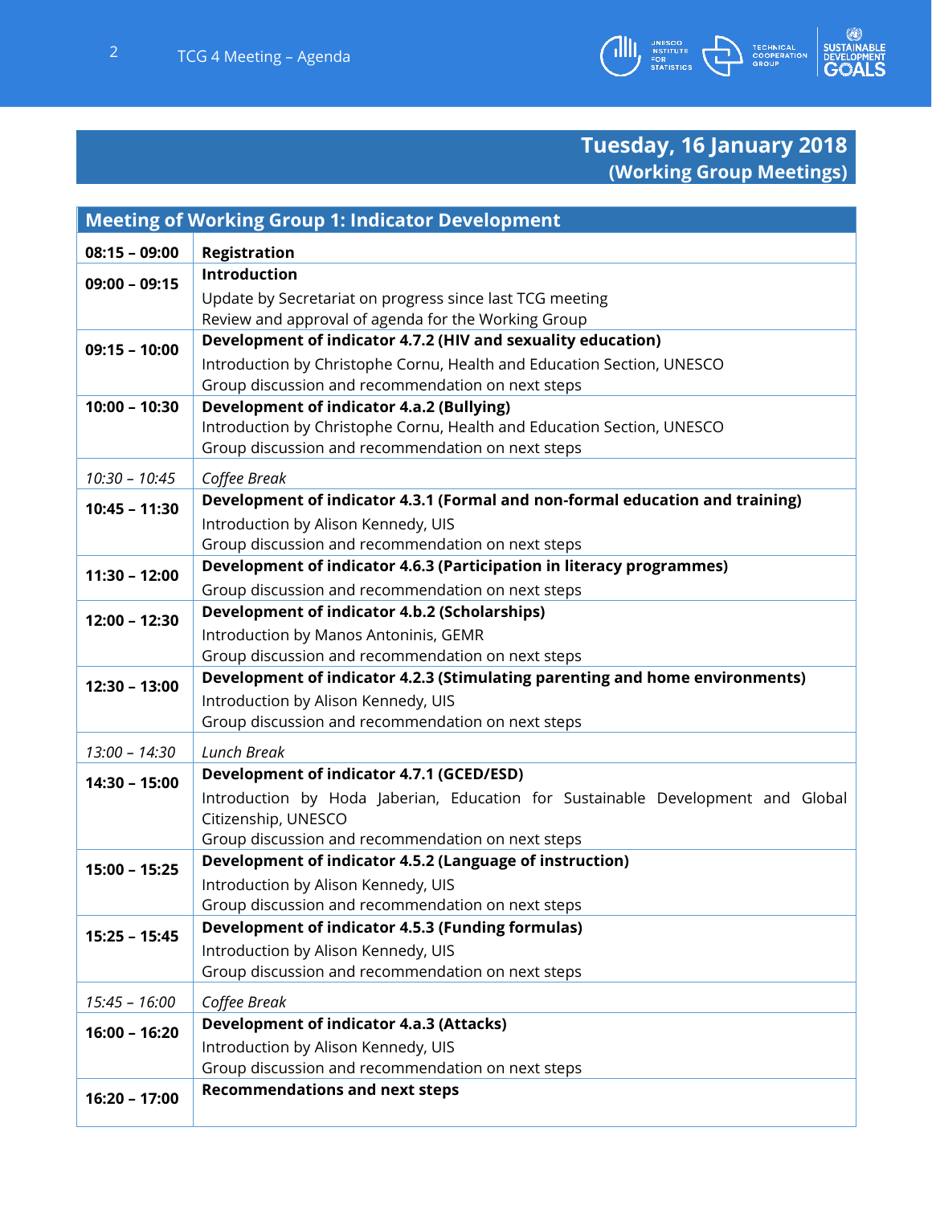## Tuesday, 16 January 2018
### (Working Group Meetings)

| Meeting of Working Group 1: Indicator Development | |
|---|---|
| **08:15 – 09:00** | **Registration** |
| **09:00 – 09:15** | **Introduction**<br>Update by Secretariat on progress since last TCG meeting<br>Review and approval of agenda for the Working Group |
| **09:15 – 10:00** | **Development of indicator 4.7.2 (HIV and sexuality education)**<br>Introduction by Christophe Cornu, Health and Education Section, UNESCO<br>Group discussion and recommendation on next steps |
| **10:00 – 10:30** | **Development of indicator 4.a.2 (Bullying)**<br>Introduction by Christophe Cornu, Health and Education Section, UNESCO<br>Group discussion and recommendation on next steps |
| *10:30 – 10:45* | *Coffee Break* |
| **10:45 – 11:30** | **Development of indicator 4.3.1 (Formal and non-formal education and training)**<br>Introduction by Alison Kennedy, UIS<br>Group discussion and recommendation on next steps |
| **11:30 – 12:00** | **Development of indicator 4.6.3 (Participation in literacy programmes)**<br>Group discussion and recommendation on next steps |
| **12:00 – 12:30** | **Development of indicator 4.b.2 (Scholarships)**<br>Introduction by Manos Antoninis, GEMR<br>Group discussion and recommendation on next steps |
| **12:30 – 13:00** | **Development of indicator 4.2.3 (Stimulating parenting and home environments)**<br>Introduction by Alison Kennedy, UIS<br>Group discussion and recommendation on next steps |
| *13:00 – 14:30* | *Lunch Break* |
| **14:30 – 15:00** | **Development of indicator 4.7.1 (GCED/ESD)**<br>Introduction by Hoda Jaberian, Education for Sustainable Development and Global Citizenship, UNESCO<br>Group discussion and recommendation on next steps |
| **15:00 – 15:25** | **Development of indicator 4.5.2 (Language of instruction)**<br>Introduction by Alison Kennedy, UIS<br>Group discussion and recommendation on next steps |
| **15:25 – 15:45** | **Development of indicator 4.5.3 (Funding formulas)**<br>Introduction by Alison Kennedy, UIS<br>Group discussion and recommendation on next steps |
| *15:45 – 16:00* | *Coffee Break* |
| **16:00 – 16:20** | **Development of indicator 4.a.3 (Attacks)**<br>Introduction by Alison Kennedy, UIS<br>Group discussion and recommendation on next steps |
| **16:20 – 17:00** | **Recommendations and next steps** |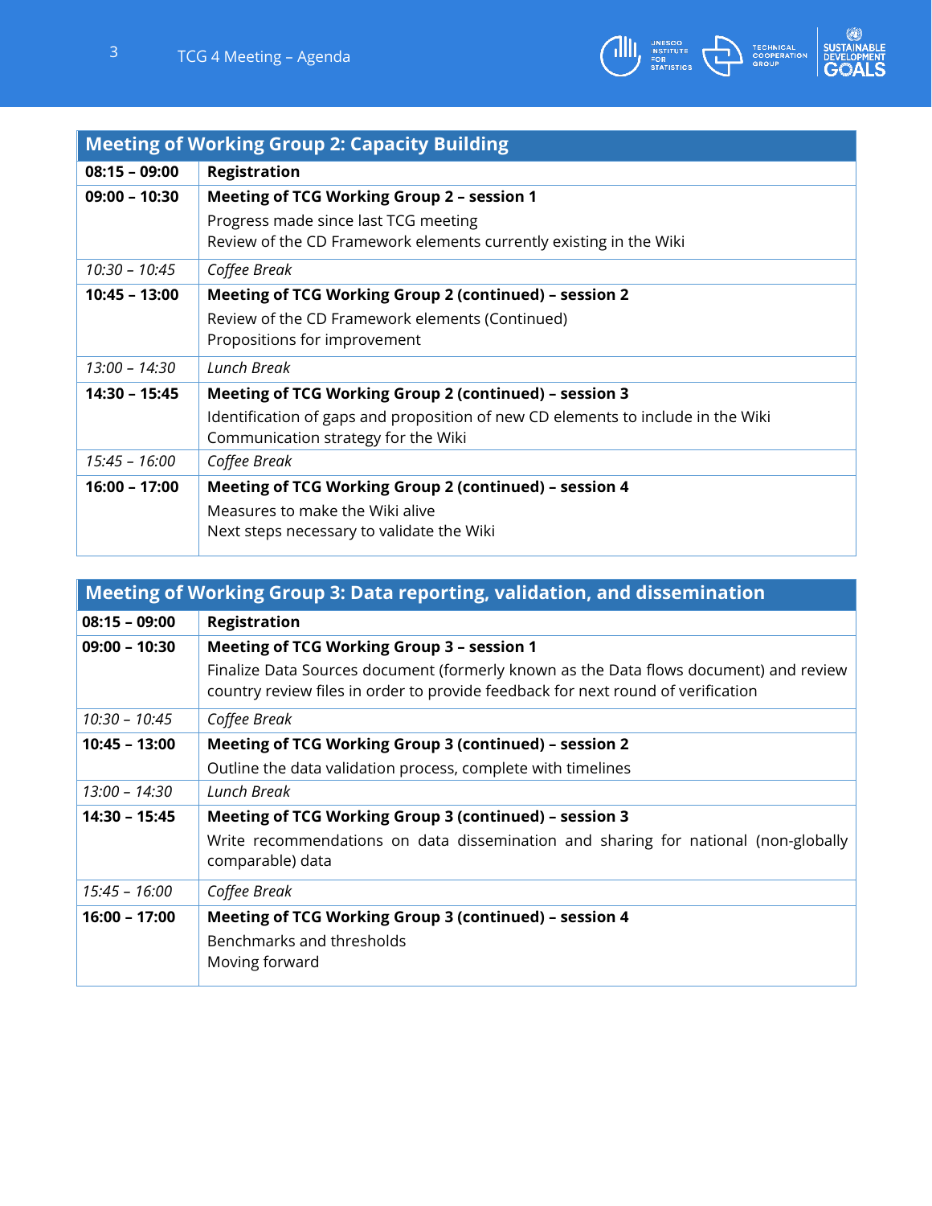| Meeting of Working Group 2: Capacity Building | |
|---|---|
| **08:15 – 09:00** | **Registration** |
| **09:00 – 10:30** | **Meeting of TCG Working Group 2 – session 1**<br>Progress made since last TCG meeting<br>Review of the CD Framework elements currently existing in the Wiki |
| *10:30 – 10:45* | *Coffee Break* |
| **10:45 – 13:00** | **Meeting of TCG Working Group 2 (continued) – session 2**<br>Review of the CD Framework elements (Continued)<br>Propositions for improvement |
| *13:00 – 14:30* | *Lunch Break* |
| **14:30 – 15:45** | **Meeting of TCG Working Group 2 (continued) – session 3**<br>Identification of gaps and proposition of new CD elements to include in the Wiki<br>Communication strategy for the Wiki |
| *15:45 – 16:00* | *Coffee Break* |
| **16:00 – 17:00** | **Meeting of TCG Working Group 2 (continued) – session 4**<br>Measures to make the Wiki alive<br>Next steps necessary to validate the Wiki |

| Meeting of Working Group 3: Data reporting, validation, and dissemination | |
|---|---|
| **08:15 – 09:00** | **Registration** |
| **09:00 – 10:30** | **Meeting of TCG Working Group 3 – session 1**<br>Finalize Data Sources document (formerly known as the Data flows document) and review country review files in order to provide feedback for next round of verification |
| *10:30 – 10:45* | *Coffee Break* |
| **10:45 – 13:00** | **Meeting of TCG Working Group 3 (continued) – session 2**<br>Outline the data validation process, complete with timelines |
| *13:00 – 14:30* | *Lunch Break* |
| **14:30 – 15:45** | **Meeting of TCG Working Group 3 (continued) – session 3**<br>Write recommendations on data dissemination and sharing for national (non-globally comparable) data |
| *15:45 – 16:00* | *Coffee Break* |
| **16:00 – 17:00** | **Meeting of TCG Working Group 3 (continued) – session 4**<br>Benchmarks and thresholds<br>Moving forward |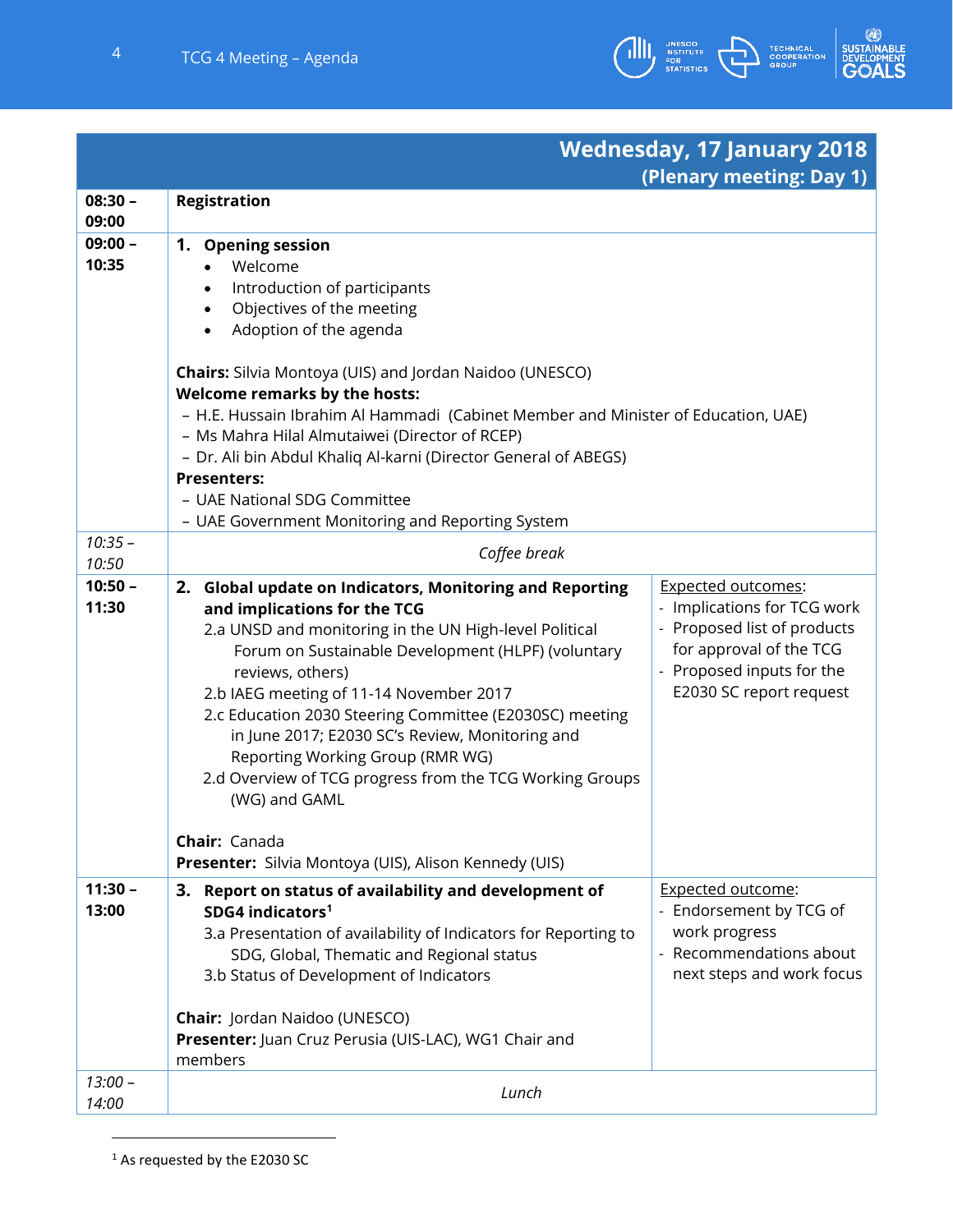| **Wednesday, 17 January 2018** **(Plenary meeting: Day 1)** | | |
|---|---|---|
| **08:30 – 09:00** | **Registration** | |
| **09:00 – 10:35** | **1. Opening session**<br>• Welcome<br>• Introduction of participants<br>• Objectives of the meeting<br>• Adoption of the agenda<br><br>**Chairs:** Silvia Montoya (UIS) and Jordan Naidoo (UNESCO)<br>**Welcome remarks by the hosts:**<br>– H.E. Hussain Ibrahim Al Hammadi (Cabinet Member and Minister of Education, UAE)<br>– Ms Mahra Hilal Almutaiwei (Director of RCEP)<br>– Dr. Ali bin Abdul Khaliq Al-karni (Director General of ABEGS)<br>**Presenters:**<br>– UAE National SDG Committee<br>– UAE Government Monitoring and Reporting System | |
| *10:35 – 10:50* | *Coffee break* | |
| **10:50 – 11:30** | **2. Global update on Indicators, Monitoring and Reporting and implications for the TCG**<br>2.a UNSD and monitoring in the UN High-level Political Forum on Sustainable Development (HLPF) (voluntary reviews, others)<br>2.b IAEG meeting of 11-14 November 2017<br>2.c Education 2030 Steering Committee (E2030SC) meeting in June 2017; E2030 SC's Review, Monitoring and Reporting Working Group (RMR WG)<br>2.d Overview of TCG progress from the TCG Working Groups (WG) and GAML<br><br>**Chair:** Canada<br>**Presenter:** Silvia Montoya (UIS), Alison Kennedy (UIS) | Expected outcomes:<br>- Implications for TCG work<br>- Proposed list of products for approval of the TCG<br>- Proposed inputs for the E2030 SC report request |
| **11:30 – 13:00** | **3. Report on status of availability and development of SDG4 indicators**[1]<br>3.a Presentation of availability of Indicators for Reporting to SDG, Global, Thematic and Regional status<br>3.b Status of Development of Indicators<br><br>**Chair:** Jordan Naidoo (UNESCO)<br>**Presenter:** Juan Cruz Perusia (UIS-LAC), WG1 Chair and members | Expected outcome:<br>- Endorsement by TCG of work progress<br>- Recommendations about next steps and work focus |
| *13:00 – 14:00* | *Lunch* | |

[1] As requested by the E2030 SC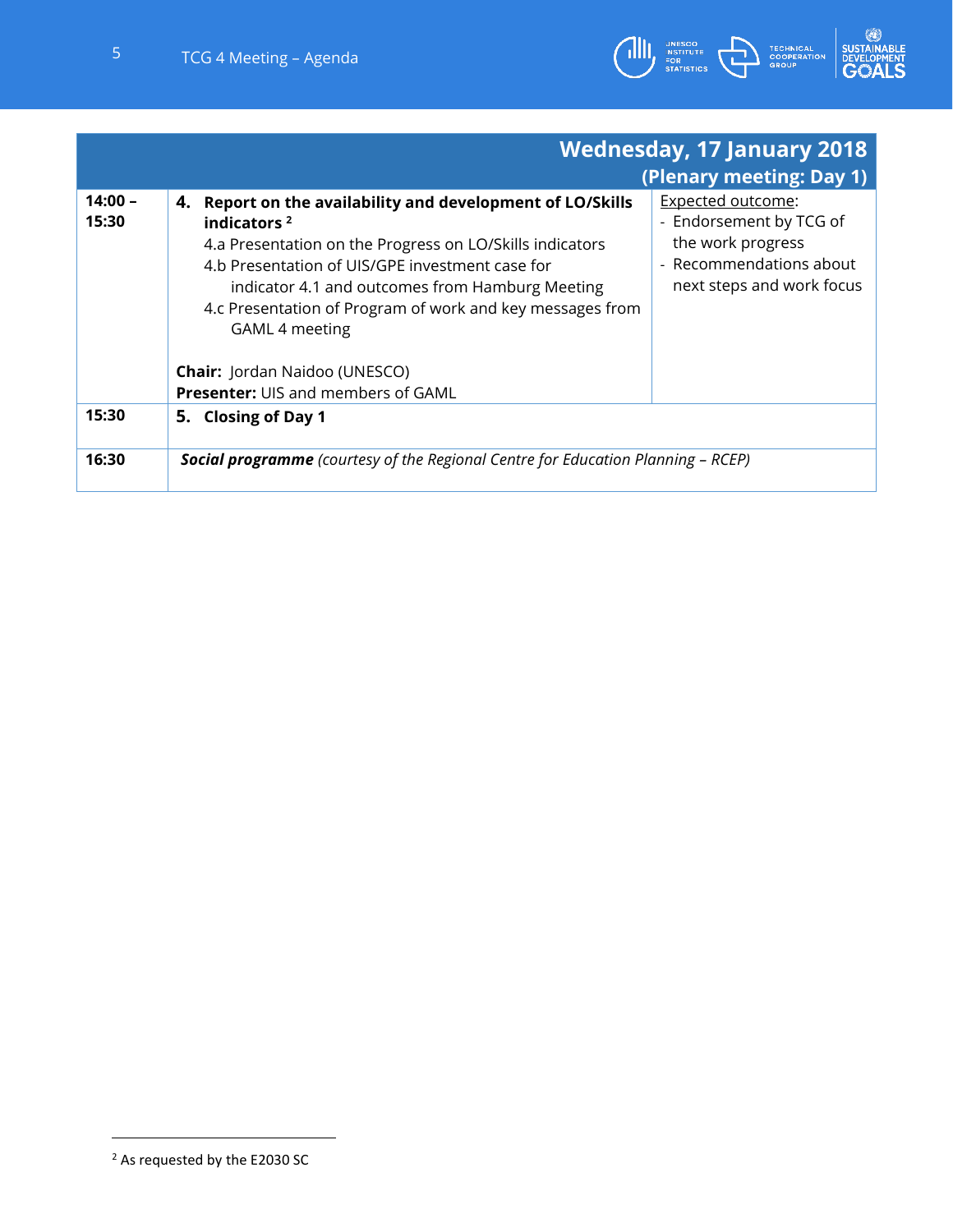| | | **Wednesday, 17 January 2018 (Plenary meeting: Day 1)** |
|---|---|---|
| **14:00 – 15:30** | **4. Report on the availability and development of LO/Skills indicators** [2]<br>4.a Presentation on the Progress on LO/Skills indicators<br>4.b Presentation of UIS/GPE investment case for indicator 4.1 and outcomes from Hamburg Meeting<br>4.c Presentation of Program of work and key messages from GAML 4 meeting<br><br>**Chair:** Jordan Naidoo (UNESCO)<br>**Presenter:** UIS and members of GAML | Expected outcome:<br>- Endorsement by TCG of the work progress<br>- Recommendations about next steps and work focus |
| **15:30** | **5. Closing of Day 1** | |
| **16:30** | ***Social programme*** *(courtesy of the Regional Centre for Education Planning – RCEP)* | |

[2] As requested by the E2030 SC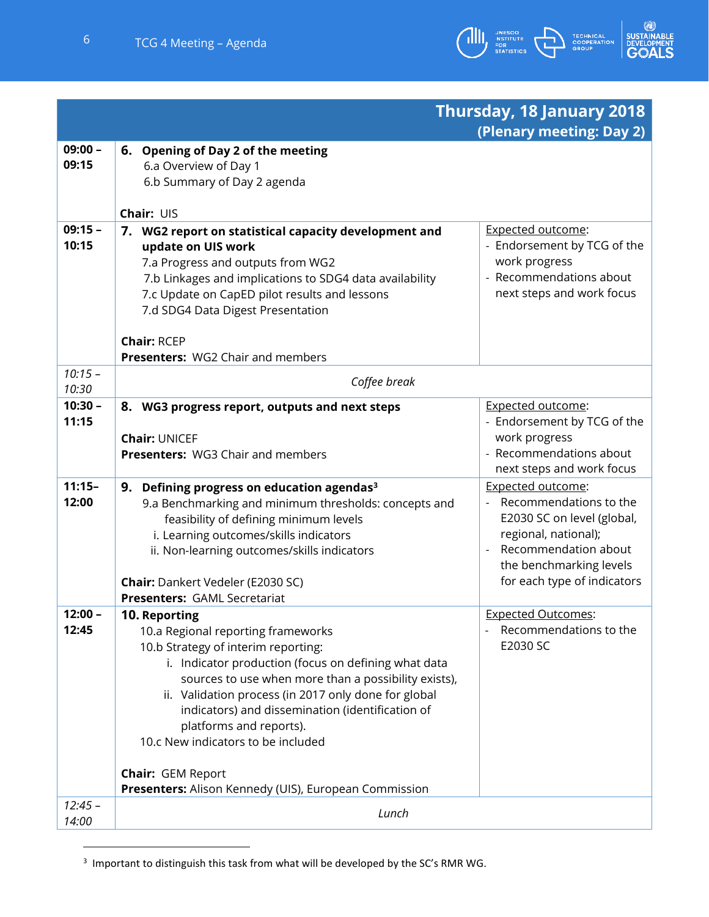| | Thursday, 18 January 2018 (Plenary meeting: Day 2) | |
|---|---|---|
| **09:00 – 09:15** | **6. Opening of Day 2 of the meeting**<br>6.a Overview of Day 1<br>6.b Summary of Day 2 agenda<br><br>**Chair:** UIS | |
| **09:15 – 10:15** | **7. WG2 report on statistical capacity development and update on UIS work**<br>7.a Progress and outputs from WG2<br>7.b Linkages and implications to SDG4 data availability<br>7.c Update on CapED pilot results and lessons<br>7.d SDG4 Data Digest Presentation<br><br>**Chair:** RCEP<br>**Presenters:** WG2 Chair and members | Expected outcome:<br>- Endorsement by TCG of the work progress<br>- Recommendations about next steps and work focus |
| *10:15 – 10:30* | *Coffee break* | |
| **10:30 – 11:15** | **8. WG3 progress report, outputs and next steps**<br><br>**Chair:** UNICEF<br>**Presenters:** WG3 Chair and members | Expected outcome:<br>- Endorsement by TCG of the work progress<br>- Recommendations about next steps and work focus |
| **11:15– 12:00** | **9. Defining progress on education agendas**[3]<br>9.a Benchmarking and minimum thresholds: concepts and feasibility of defining minimum levels<br>i. Learning outcomes/skills indicators<br>ii. Non-learning outcomes/skills indicators<br><br>**Chair:** Dankert Vedeler (E2030 SC)<br>**Presenters:** GAML Secretariat | Expected outcome:<br>- Recommendations to the E2030 SC on level (global, regional, national);<br>- Recommendation about the benchmarking levels for each type of indicators |
| **12:00 – 12:45** | **10. Reporting**<br>10.a Regional reporting frameworks<br>10.b Strategy of interim reporting:<br>i. Indicator production (focus on defining what data sources to use when more than a possibility exists),<br>ii. Validation process (in 2017 only done for global indicators) and dissemination (identification of platforms and reports).<br>10.c New indicators to be included<br><br>**Chair:** GEM Report<br>**Presenters:** Alison Kennedy (UIS), European Commission | Expected Outcomes:<br>- Recommendations to the E2030 SC |
| *12:45 – 14:00* | *Lunch* | |

[3] Important to distinguish this task from what will be developed by the SC's RMR WG.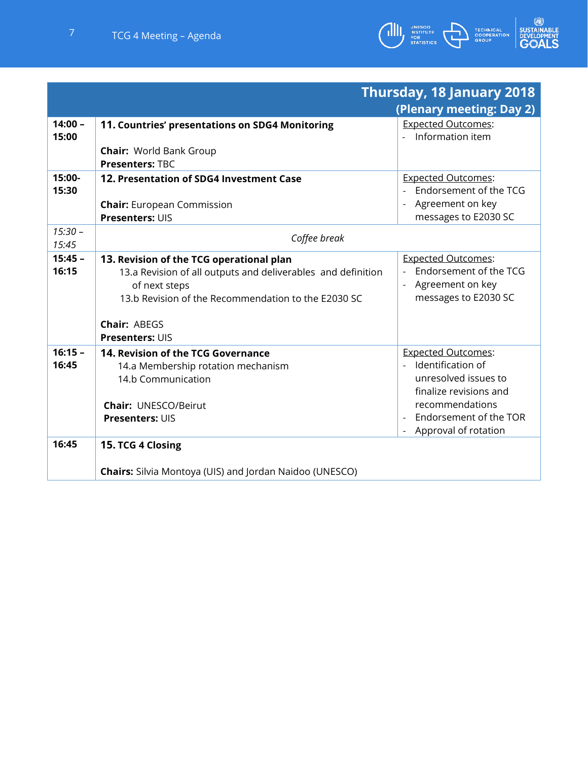| | | Thursday, 18 January 2018 (Plenary meeting: Day 2) |
|---|---|---|
| **14:00 – 15:00** | **11. Countries' presentations on SDG4 Monitoring**<br><br>**Chair:** World Bank Group<br>**Presenters:** TBC | Expected Outcomes:<br>- Information item |
| **15:00- 15:30** | **12. Presentation of SDG4 Investment Case**<br><br>**Chair:** European Commission<br>**Presenters:** UIS | Expected Outcomes:<br>- Endorsement of the TCG<br>- Agreement on key messages to E2030 SC |
| *15:30 – 15:45* | *Coffee break* | |
| **15:45 – 16:15** | **13. Revision of the TCG operational plan**<br>13.a Revision of all outputs and deliverables and definition of next steps<br>13.b Revision of the Recommendation to the E2030 SC<br><br>**Chair:** ABEGS<br>**Presenters:** UIS | Expected Outcomes:<br>- Endorsement of the TCG<br>- Agreement on key messages to E2030 SC |
| **16:15 – 16:45** | **14. Revision of the TCG Governance**<br>14.a Membership rotation mechanism<br>14.b Communication<br><br>**Chair:** UNESCO/Beirut<br>**Presenters:** UIS | Expected Outcomes:<br>- Identification of unresolved issues to finalize revisions and recommendations<br>- Endorsement of the TOR<br>- Approval of rotation |
| **16:45** | **15. TCG 4 Closing**<br><br>**Chairs:** Silvia Montoya (UIS) and Jordan Naidoo (UNESCO) | |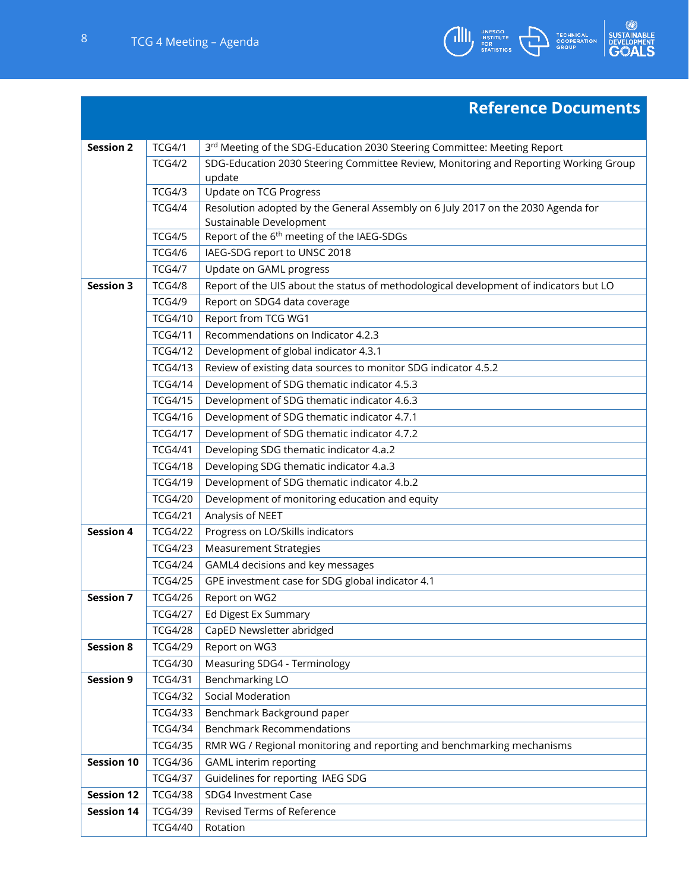## Reference Documents

| | | |
|---|---|---|
| **Session 2** | TCG4/1 | 3rd Meeting of the SDG-Education 2030 Steering Committee: Meeting Report |
| | TCG4/2 | SDG-Education 2030 Steering Committee Review, Monitoring and Reporting Working Group update |
| | TCG4/3 | Update on TCG Progress |
| | TCG4/4 | Resolution adopted by the General Assembly on 6 July 2017 on the 2030 Agenda for Sustainable Development |
| | TCG4/5 | Report of the 6th meeting of the IAEG-SDGs |
| | TCG4/6 | IAEG-SDG report to UNSC 2018 |
| | TCG4/7 | Update on GAML progress |
| **Session 3** | TCG4/8 | Report of the UIS about the status of methodological development of indicators but LO |
| | TCG4/9 | Report on SDG4 data coverage |
| | TCG4/10 | Report from TCG WG1 |
| | TCG4/11 | Recommendations on Indicator 4.2.3 |
| | TCG4/12 | Development of global indicator 4.3.1 |
| | TCG4/13 | Review of existing data sources to monitor SDG indicator 4.5.2 |
| | TCG4/14 | Development of SDG thematic indicator 4.5.3 |
| | TCG4/15 | Development of SDG thematic indicator 4.6.3 |
| | TCG4/16 | Development of SDG thematic indicator 4.7.1 |
| | TCG4/17 | Development of SDG thematic indicator 4.7.2 |
| | TCG4/41 | Developing SDG thematic indicator 4.a.2 |
| | TCG4/18 | Developing SDG thematic indicator 4.a.3 |
| | TCG4/19 | Development of SDG thematic indicator 4.b.2 |
| | TCG4/20 | Development of monitoring education and equity |
| | TCG4/21 | Analysis of NEET |
| **Session 4** | TCG4/22 | Progress on LO/Skills indicators |
| | TCG4/23 | Measurement Strategies |
| | TCG4/24 | GAML4 decisions and key messages |
| | TCG4/25 | GPE investment case for SDG global indicator 4.1 |
| **Session 7** | TCG4/26 | Report on WG2 |
| | TCG4/27 | Ed Digest Ex Summary |
| | TCG4/28 | CapED Newsletter abridged |
| **Session 8** | TCG4/29 | Report on WG3 |
| | TCG4/30 | Measuring SDG4 - Terminology |
| **Session 9** | TCG4/31 | Benchmarking LO |
| | TCG4/32 | Social Moderation |
| | TCG4/33 | Benchmark Background paper |
| | TCG4/34 | Benchmark Recommendations |
| | TCG4/35 | RMR WG / Regional monitoring and reporting and benchmarking mechanisms |
| **Session 10** | TCG4/36 | GAML interim reporting |
| | TCG4/37 | Guidelines for reporting IAEG SDG |
| **Session 12** | TCG4/38 | SDG4 Investment Case |
| **Session 14** | TCG4/39 | Revised Terms of Reference |
| | TCG4/40 | Rotation |